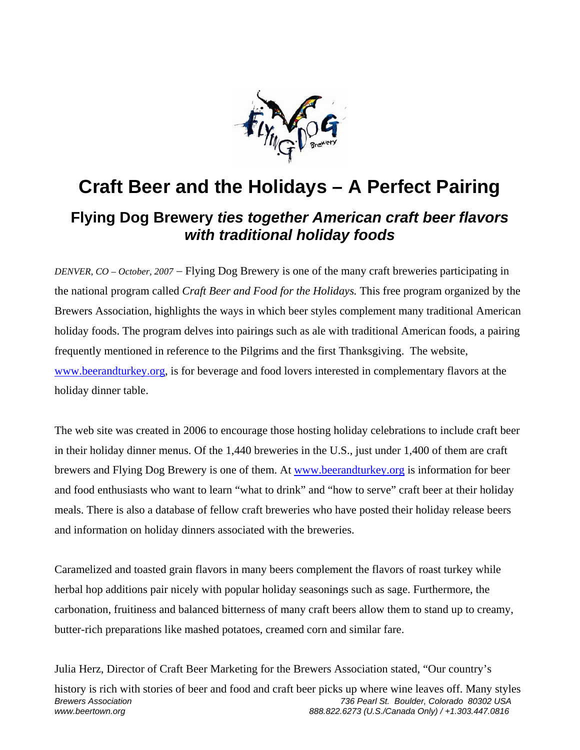# Craft Beer and the Holidays – A Perfect Pairing

## Flying Dog Brewery *ties together American craft beer flavors with traditional holiday foods*

*DENVER, CO – October, 2007* – Flying Dog Brewery is one of the many craft breweries participating in the national program called *Craft Beer and Food for the Holidays.* This free program organized by the Brewers Association, highlights the ways in which beer styles complement many traditional American holiday foods. The program delves into pairings such as ale with traditional American foods, a pairing frequently mentioned in reference to the Pilgrims and the first Thanksgiving. The website, www.beerandturkey.org, is for beverage and food lovers interested in complementary flavors at the holiday dinner table.

The web site was created in 2006 to encourage those hosting holiday celebrations to include craft beer in their holiday dinner menus. Of the 1,440 breweries in the U.S., just under 1,400 of them are craft brewers and Flying Dog Brewery is one of them. At www.beerandturkey.org is information for beer and food enthusiasts who want to learn "what to drink" and "how to serve" craft beer at their holiday meals. There is also a database of fellow craft breweries who have posted their holiday release beers and information on holiday dinners associated with the breweries.

Caramelized and toasted grain flavors in many beers complement the flavors of roast turkey while herbal hop additions pair nicely with popular holiday seasonings such as sage. Furthermore, the carbonation, fruitiness and balanced bitterness of many craft beers allow them to stand up to creamy, butter-rich preparations like mashed potatoes, creamed corn and similar fare.

Julia Herz, Director of Craft Beer Marketing for the Brewers Association stated, "Our country's history is rich with stories of beer and food and craft beer picks up where wine leaves off. Many styles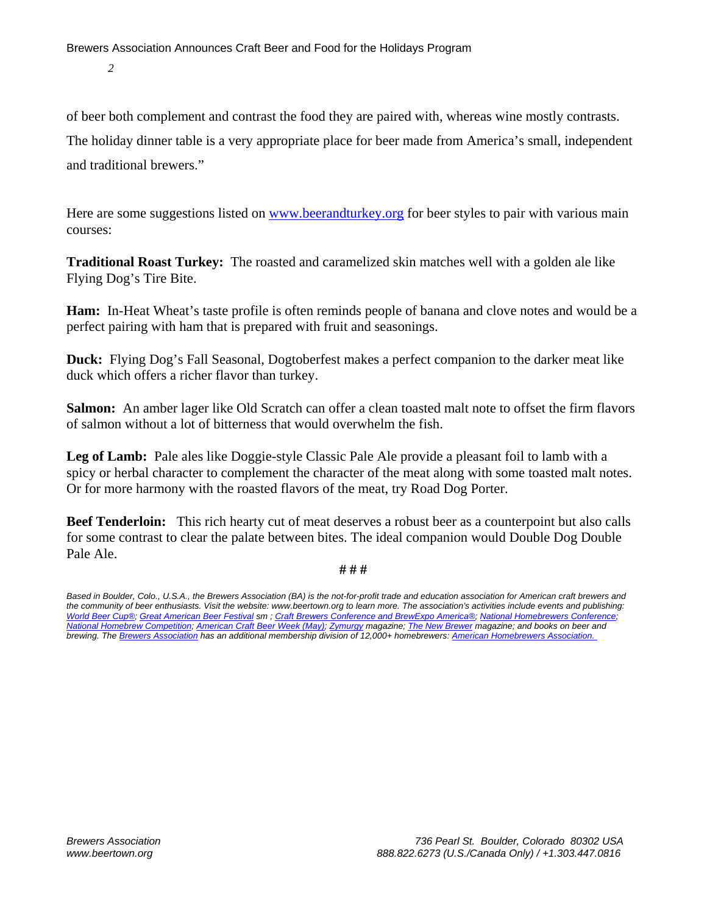of beer both complement and contrast the food they are paired with, whereas wine mostly contrasts. The holiday dinner table is a very appropriate place for beer made from America's small, independent and traditional brewers."

Here are some suggestions listed on www.beerandturkey.org for beer styles to pair with various main courses:

**Traditional Roast Turkey:** The roasted and caramelized skin matches well with a golden ale like Flying Dog's Tire Bite.

**Ham:** In-Heat Wheat's taste profile is often reminds people of banana and clove notes and would be a perfect pairing with ham that is prepared with fruit and seasonings.

**Duck:** Flying Dog's Fall Seasonal, Dogtoberfest makes a perfect companion to the darker meat like duck which offers a richer flavor than turkey.

**Salmon:** An amber lager like Old Scratch can offer a clean toasted malt note to offset the firm flavors of salmon without a lot of bitterness that would overwhelm the fish.

**Leg of Lamb:** Pale ales like Doggie-style Classic Pale Ale provide a pleasant foil to lamb with a spicy or herbal character to complement the character of the meat along with some toasted malt notes. Or for more harmony with the roasted flavors of the meat, try Road Dog Porter.

**Beef Tenderloin:** This rich hearty cut of meat deserves a robust beer as a counterpoint but also calls for some contrast to clear the palate between bites. The ideal companion would Double Dog Double Pale Ale.

**# # #**

*Based in Boulder, Colo., U.S.A., the Brewers Association (BA) is the not-for-profit trade and education association for American craft brewers and the community of beer enthusiasts. Visit the website: www.beertown.org to learn more. The association's activities include events and publishing: World Beer Cup®; Great American Beer Festival sm ; Craft Brewers Conference and BrewExpo America®; National Homebrewers Conference; National Homebrew Competition; American Craft Beer Week (May); Zymurgy magazine; The New Brewer magazine; and books on beer and brewing. The Brewers Association has an additional membership division of 12,000+ homebrewers: American Homebrewers Association.*

*Brewers Association*
*www.beertown.org*

*736 Pearl St. Boulder, Colorado 80302 USA*
*888.822.6273 (U.S./Canada Only) / +1.303.447.0816*